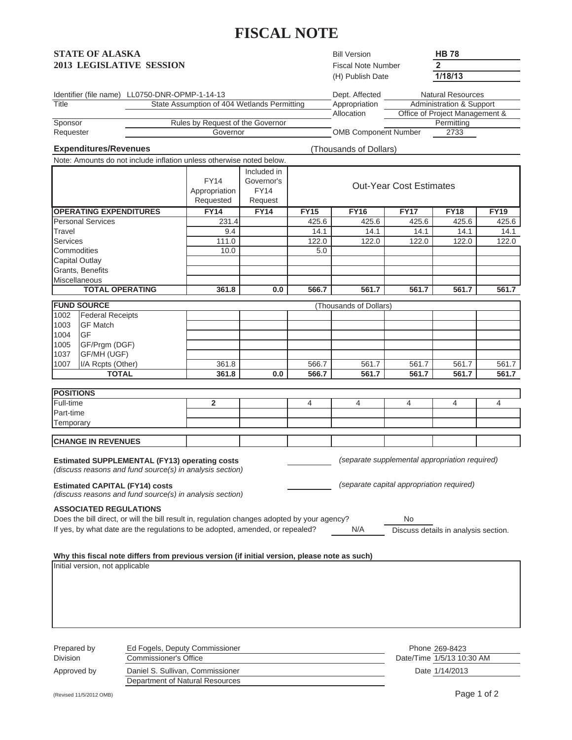# FISCAL NOTE

**STATE OF ALASKA**
**2013 LEGISLATIVE SESSION**

| | |
|---|---|
| Bill Version | **HB 78** |
| Fiscal Note Number | **2** |
| (H) Publish Date | **1/18/13** |

| | | | |
|---|---|---|---|
| Identifier (file name) | LL0750-DNR-OPMP-1-14-13 | Dept. Affected | Natural Resources |
| Title | State Assumption of 404 Wetlands Permitting | Appropriation | Administration & Support |
| | | Allocation | Office of Project Management & Permitting |
| Sponsor | Rules by Request of the Governor | | |
| Requester | Governor | OMB Component Number | 2733 |

**Expenditures/Revenues** (Thousands of Dollars)

Note: Amounts do not include inflation unless otherwise noted below.

| | FY14 Appropriation Requested | Included in Governor's FY14 Request | Out-Year Cost Estimates | | | | |
|---|---|---|---|---|---|---|---|
| **OPERATING EXPENDITURES** | **FY14** | **FY14** | **FY15** | **FY16** | **FY17** | **FY18** | **FY19** |
| Personal Services | 231.4 | | 425.6 | 425.6 | 425.6 | 425.6 | 425.6 |
| Travel | 9.4 | | 14.1 | 14.1 | 14.1 | 14.1 | 14.1 |
| Services | 111.0 | | 122.0 | 122.0 | 122.0 | 122.0 | 122.0 |
| Commodities | 10.0 | | 5.0 | | | | |
| Capital Outlay | | | | | | | |
| Grants, Benefits | | | | | | | |
| Miscellaneous | | | | | | | |
| **TOTAL OPERATING** | **361.8** | **0.0** | **566.7** | **561.7** | **561.7** | **561.7** | **561.7** |

| **FUND SOURCE** | | | | (Thousands of Dollars) | | | | |
|---|---|---|---|---|---|---|---|---|
| 1002 | Federal Receipts | | | | | | | |
| 1003 | GF Match | | | | | | | |
| 1004 | GF | | | | | | | |
| 1005 | GF/Prgm (DGF) | | | | | | | |
| 1037 | GF/MH (UGF) | | | | | | | |
| 1007 | I/A Rcpts (Other) | 361.8 | | 566.7 | 561.7 | 561.7 | 561.7 | 561.7 |
| | **TOTAL** | **361.8** | **0.0** | **566.7** | **561.7** | **561.7** | **561.7** | **561.7** |

| **POSITIONS** | | | | | | | |
|---|---|---|---|---|---|---|---|
| Full-time | **2** | | 4 | 4 | 4 | 4 | 4 |
| Part-time | | | | | | | |
| Temporary | | | | | | | |

| **CHANGE IN REVENUES** | | | | | | | |
|---|---|---|---|---|---|---|---|

**Estimated SUPPLEMENTAL (FY13) operating costs** ______ *(separate supplemental appropriation required)*
*(discuss reasons and fund source(s) in analysis section)*

**Estimated CAPITAL (FY14) costs** ______ *(separate capital appropriation required)*
*(discuss reasons and fund source(s) in analysis section)*

**ASSOCIATED REGULATIONS**

Does the bill direct, or will the bill result in, regulation changes adopted by your agency? No

If yes, by what date are the regulations to be adopted, amended, or repealed? N/A Discuss details in analysis section.

**Why this fiscal note differs from previous version (if initial version, please note as such)**

Initial version, not applicable

| | | | |
|---|---|---|---|
| Prepared by | Ed Fogels, Deputy Commissioner | Phone | 269-8423 |
| Division | Commissioner's Office | Date/Time | 1/5/13 10:30 AM |
| Approved by | Daniel S. Sullivan, Commissioner | Date | 1/14/2013 |
| | Department of Natural Resources | | |

(Revised 11/5/2012 OMB)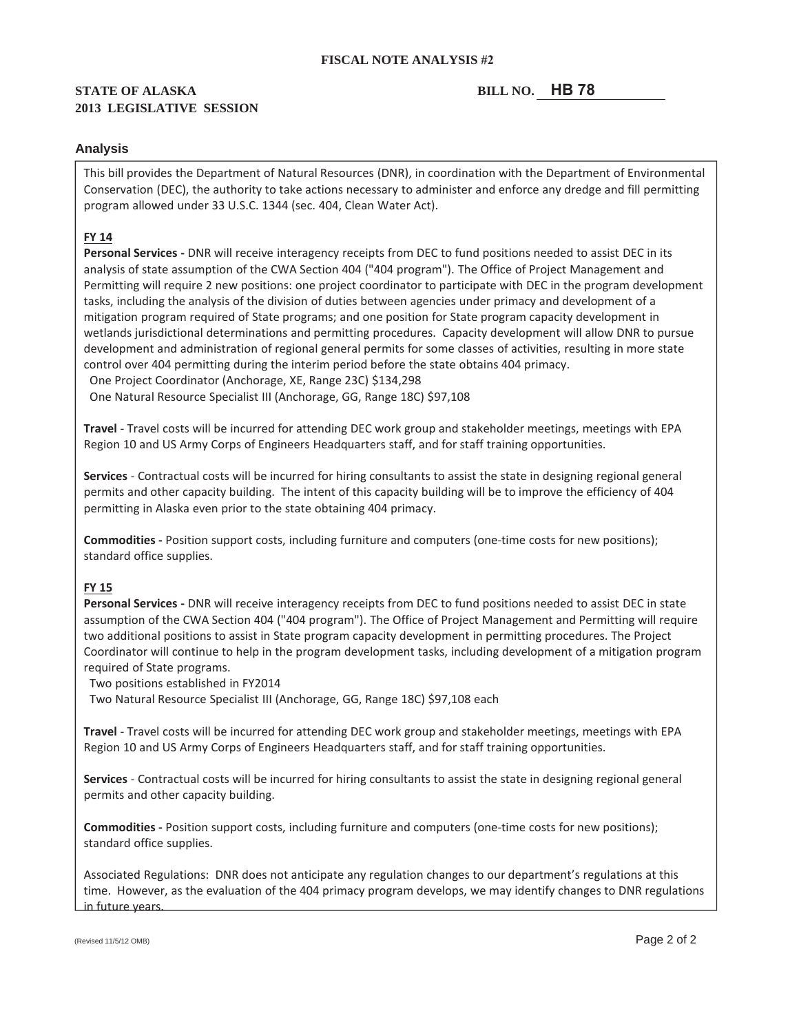**FISCAL NOTE ANALYSIS #2**

**STATE OF ALASKA**
**2013 LEGISLATIVE SESSION**

**BILL NO. HB 78**

## Analysis

This bill provides the Department of Natural Resources (DNR), in coordination with the Department of Environmental Conservation (DEC), the authority to take actions necessary to administer and enforce any dredge and fill permitting program allowed under 33 U.S.C. 1344 (sec. 404, Clean Water Act).

**FY 14**

**Personal Services -** DNR will receive interagency receipts from DEC to fund positions needed to assist DEC in its analysis of state assumption of the CWA Section 404 ("404 program"). The Office of Project Management and Permitting will require 2 new positions: one project coordinator to participate with DEC in the program development tasks, including the analysis of the division of duties between agencies under primacy and development of a mitigation program required of State programs; and one position for State program capacity development in wetlands jurisdictional determinations and permitting procedures. Capacity development will allow DNR to pursue development and administration of regional general permits for some classes of activities, resulting in more state control over 404 permitting during the interim period before the state obtains 404 primacy.
One Project Coordinator (Anchorage, XE, Range 23C) $134,298
One Natural Resource Specialist III (Anchorage, GG, Range 18C) $97,108

**Travel** - Travel costs will be incurred for attending DEC work group and stakeholder meetings, meetings with EPA Region 10 and US Army Corps of Engineers Headquarters staff, and for staff training opportunities.

**Services** - Contractual costs will be incurred for hiring consultants to assist the state in designing regional general permits and other capacity building. The intent of this capacity building will be to improve the efficiency of 404 permitting in Alaska even prior to the state obtaining 404 primacy.

**Commodities -** Position support costs, including furniture and computers (one-time costs for new positions); standard office supplies.

**FY 15**

**Personal Services -** DNR will receive interagency receipts from DEC to fund positions needed to assist DEC in state assumption of the CWA Section 404 ("404 program"). The Office of Project Management and Permitting will require two additional positions to assist in State program capacity development in permitting procedures. The Project Coordinator will continue to help in the program development tasks, including development of a mitigation program required of State programs.
Two positions established in FY2014
Two Natural Resource Specialist III (Anchorage, GG, Range 18C) $97,108 each

**Travel** - Travel costs will be incurred for attending DEC work group and stakeholder meetings, meetings with EPA Region 10 and US Army Corps of Engineers Headquarters staff, and for staff training opportunities.

**Services** - Contractual costs will be incurred for hiring consultants to assist the state in designing regional general permits and other capacity building.

**Commodities -** Position support costs, including furniture and computers (one-time costs for new positions); standard office supplies.

Associated Regulations: DNR does not anticipate any regulation changes to our department's regulations at this time. However, as the evaluation of the 404 primacy program develops, we may identify changes to DNR regulations in future years.

(Revised 11/5/12 OMB)